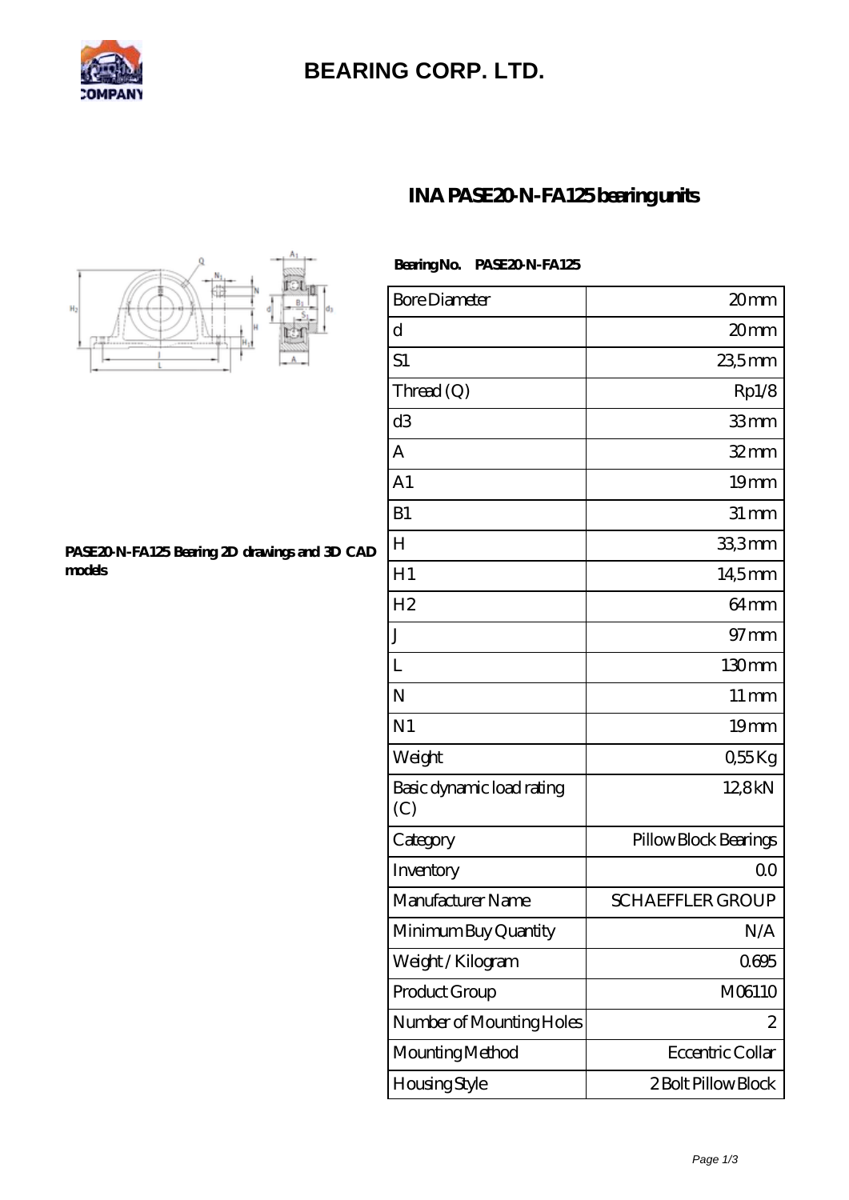# BEARING CORP. LTD.

## INA PASE20-N-FA125 bearing units

**Bearing No. PASE20-N-FA125**

**PASE20-N-FA125 Bearing 2D drawings and 3D CAD models**

| | |
|---|---|
| Bore Diameter | 20 mm |
| d | 20 mm |
| S1 | 23,5 mm |
| Thread (Q) | Rp1/8 |
| d3 | 33 mm |
| A | 32 mm |
| A1 | 19 mm |
| B1 | 31 mm |
| H | 33,3 mm |
| H1 | 14,5 mm |
| H2 | 64 mm |
| J | 97 mm |
| L | 130 mm |
| N | 11 mm |
| N1 | 19 mm |
| Weight | 0,55 Kg |
| Basic dynamic load rating (C) | 12,8 kN |
| Category | Pillow Block Bearings |
| Inventory | 0.0 |
| Manufacturer Name | SCHAEFFLER GROUP |
| Minimum Buy Quantity | N/A |
| Weight / Kilogram | 0.695 |
| Product Group | M06110 |
| Number of Mounting Holes | 2 |
| Mounting Method | Eccentric Collar |
| Housing Style | 2 Bolt Pillow Block |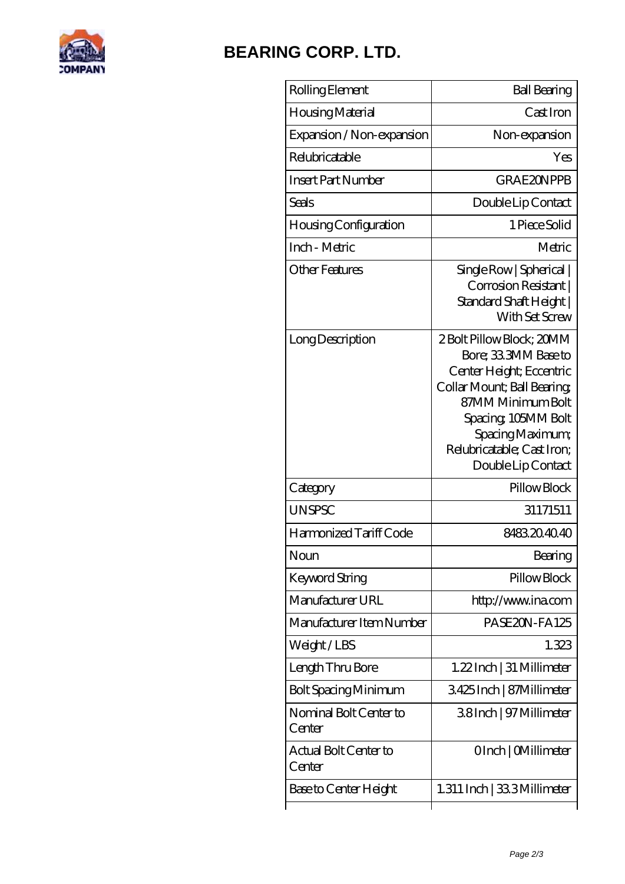# BEARING CORP. LTD.

| Rolling Element | Ball Bearing |
|---|---|
| Housing Material | Cast Iron |
| Expansion / Non-expansion | Non-expansion |
| Relubricatable | Yes |
| Insert Part Number | GRAE20NPPB |
| Seals | Double Lip Contact |
| Housing Configuration | 1 Piece Solid |
| Inch - Metric | Metric |
| Other Features | Single Row \| Spherical \| Corrosion Resistant \| Standard Shaft Height \| With Set Screw |
| Long Description | 2 Bolt Pillow Block; 20MM Bore; 33.3MM Base to Center Height; Eccentric Collar Mount; Ball Bearing; 87MM Minimum Bolt Spacing; 105MM Bolt Spacing Maximum; Relubricatable; Cast Iron; Double Lip Contact |
| Category | Pillow Block |
| UNSPSC | 31171511 |
| Harmonized Tariff Code | 8483.20.40.40 |
| Noun | Bearing |
| Keyword String | Pillow Block |
| Manufacturer URL | http://www.ina.com |
| Manufacturer Item Number | PASE20N-FA125 |
| Weight / LBS | 1.323 |
| Length Thru Bore | 1.22 Inch \| 31 Millimeter |
| Bolt Spacing Minimum | 3.425 Inch \| 87Millimeter |
| Nominal Bolt Center to Center | 3.8 Inch \| 97 Millimeter |
| Actual Bolt Center to Center | 0 Inch \| 0Millimeter |
| Base to Center Height | 1.311 Inch \| 33.3 Millimeter |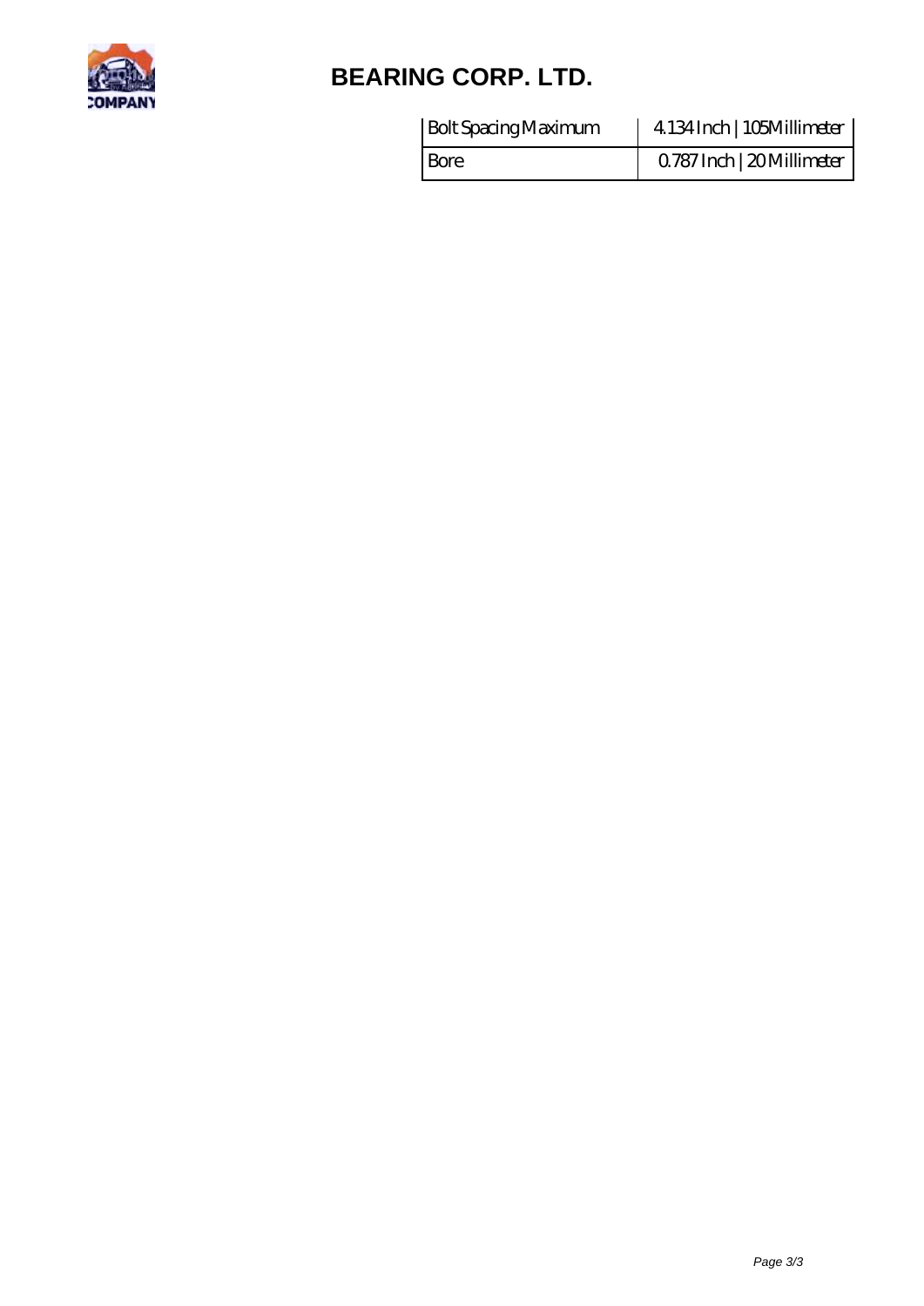| | |
|---|---|
| Bolt Spacing Maximum | 4.134 Inch \| 105 Millimeter |
| Bore | 0.787 Inch \| 20 Millimeter |